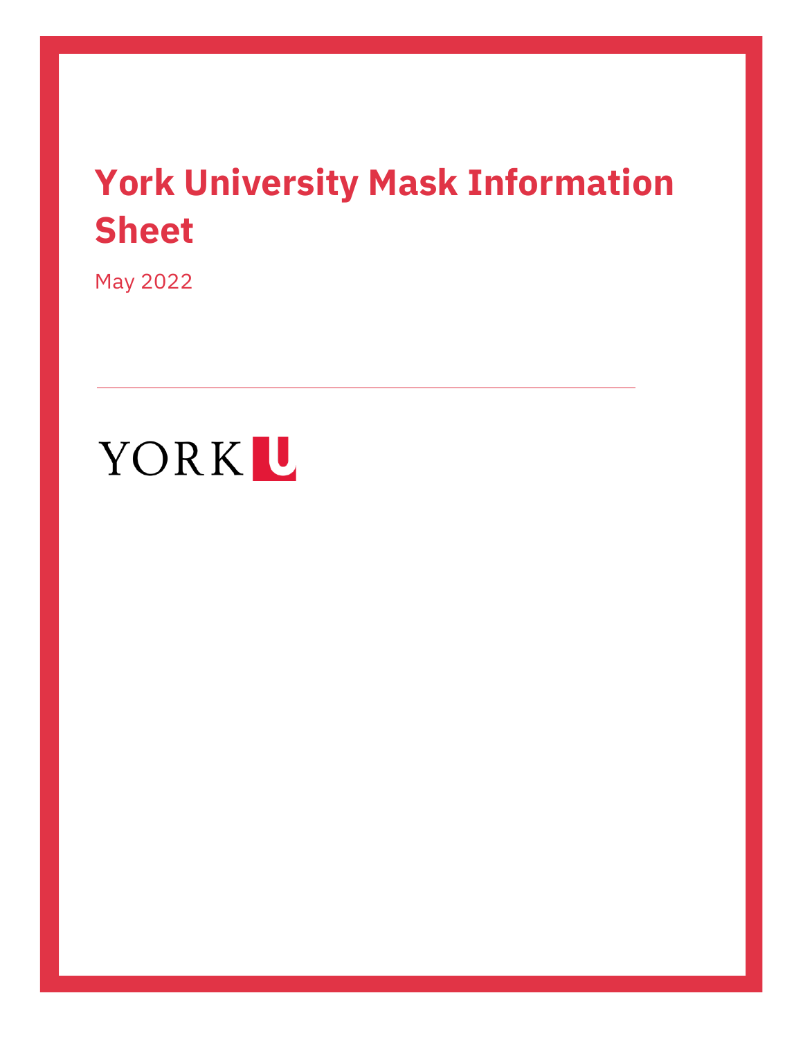# York University Mask Information Sheet

May 2022

YORK U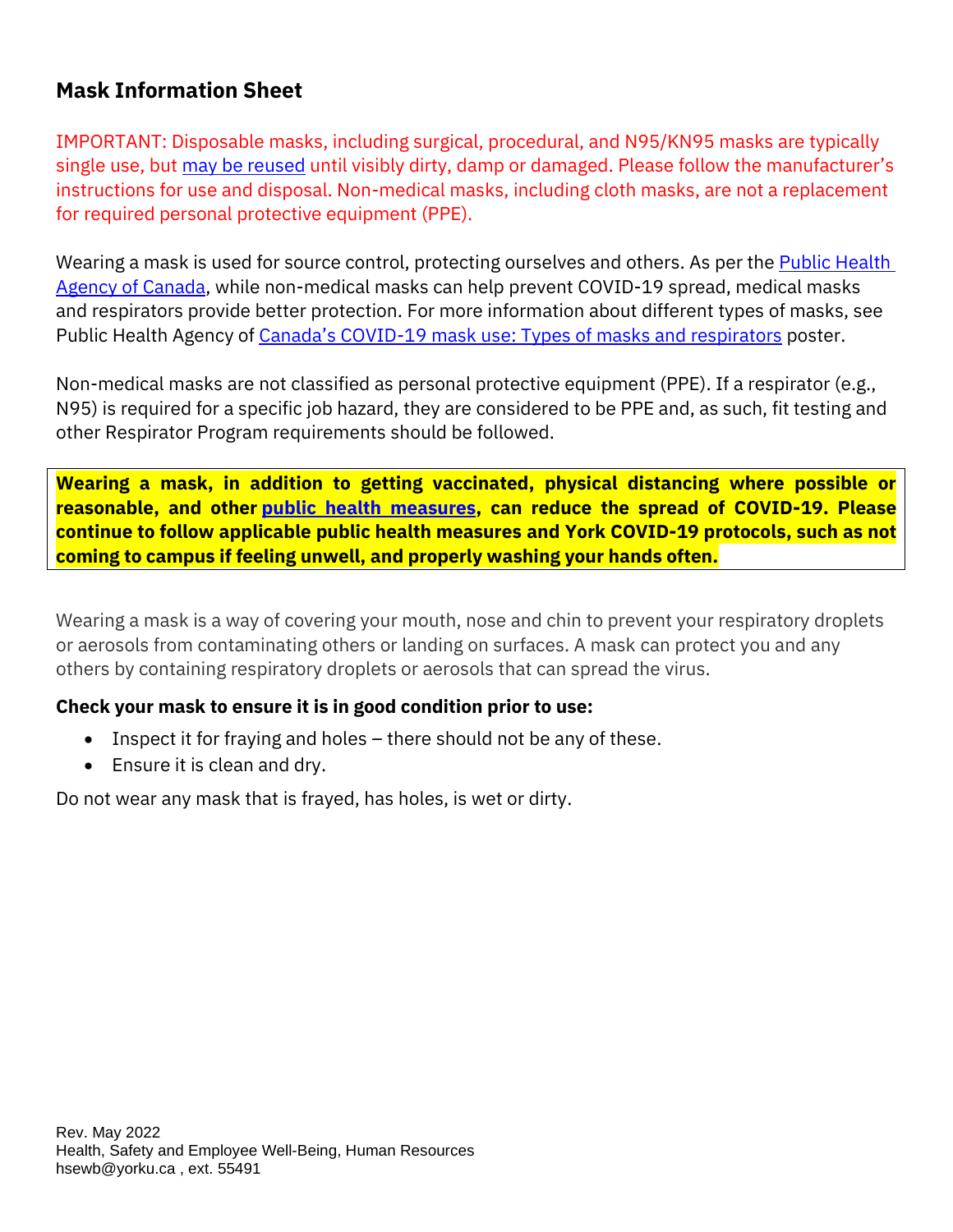## Mask Information Sheet

IMPORTANT: Disposable masks, including surgical, procedural, and N95/KN95 masks are typically single use, but may be reused until visibly dirty, damp or damaged. Please follow the manufacturer's instructions for use and disposal. Non-medical masks, including cloth masks, are not a replacement for required personal protective equipment (PPE).

Wearing a mask is used for source control, protecting ourselves and others. As per the Public Health Agency of Canada, while non-medical masks can help prevent COVID-19 spread, medical masks and respirators provide better protection. For more information about different types of masks, see Public Health Agency of Canada's COVID-19 mask use: Types of masks and respirators poster.

Non-medical masks are not classified as personal protective equipment (PPE). If a respirator (e.g., N95) is required for a specific job hazard, they are considered to be PPE and, as such, fit testing and other Respirator Program requirements should be followed.

**Wearing a mask, in addition to getting vaccinated, physical distancing where possible or reasonable, and other public health measures, can reduce the spread of COVID-19. Please continue to follow applicable public health measures and York COVID-19 protocols, such as not coming to campus if feeling unwell, and properly washing your hands often.**

Wearing a mask is a way of covering your mouth, nose and chin to prevent your respiratory droplets or aerosols from contaminating others or landing on surfaces. A mask can protect you and any others by containing respiratory droplets or aerosols that can spread the virus.

**Check your mask to ensure it is in good condition prior to use:**

- Inspect it for fraying and holes – there should not be any of these.
- Ensure it is clean and dry.

Do not wear any mask that is frayed, has holes, is wet or dirty.

Rev. May 2022
Health, Safety and Employee Well-Being, Human Resources
hsewb@yorku.ca , ext. 55491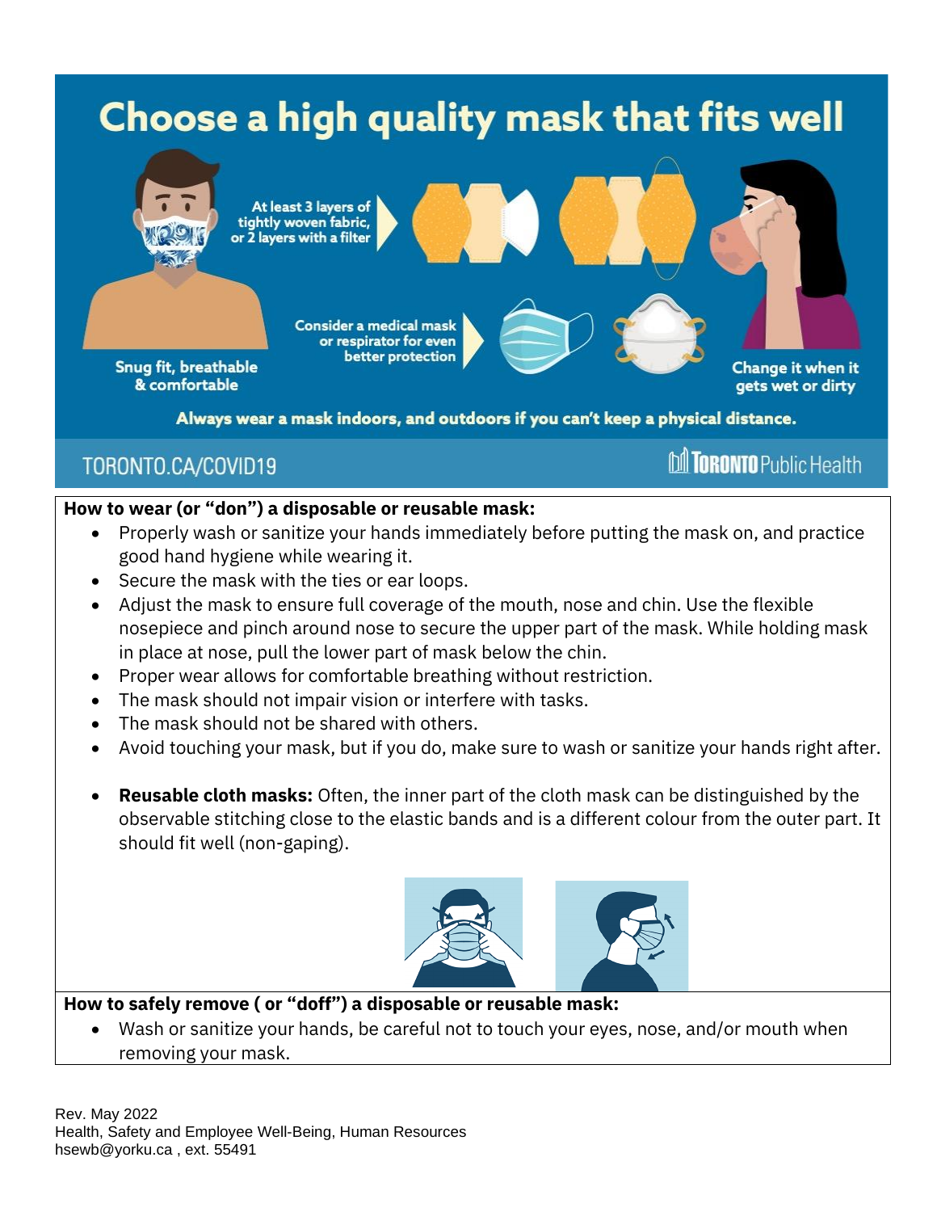# Choose a high quality mask that fits well

At least 3 layers of tightly woven fabric, or 2 layers with a filter

Consider a medical mask or respirator for even better protection

Snug fit, breathable & comfortable

Change it when it gets wet or dirty

Always wear a mask indoors, and outdoors if you can't keep a physical distance.

TORONTO.CA/COVID19

TORONTO Public Health

**How to wear (or "don") a disposable or reusable mask:**

- Properly wash or sanitize your hands immediately before putting the mask on, and practice good hand hygiene while wearing it.
- Secure the mask with the ties or ear loops.
- Adjust the mask to ensure full coverage of the mouth, nose and chin. Use the flexible nosepiece and pinch around nose to secure the upper part of the mask. While holding mask in place at nose, pull the lower part of mask below the chin.
- Proper wear allows for comfortable breathing without restriction.
- The mask should not impair vision or interfere with tasks.
- The mask should not be shared with others.
- Avoid touching your mask, but if you do, make sure to wash or sanitize your hands right after.
- **Reusable cloth masks:** Often, the inner part of the cloth mask can be distinguished by the observable stitching close to the elastic bands and is a different colour from the outer part. It should fit well (non-gaping).

**How to safely remove ( or "doff") a disposable or reusable mask:**

- Wash or sanitize your hands, be careful not to touch your eyes, nose, and/or mouth when removing your mask.

Rev. May 2022
Health, Safety and Employee Well-Being, Human Resources
hsewb@yorku.ca , ext. 55491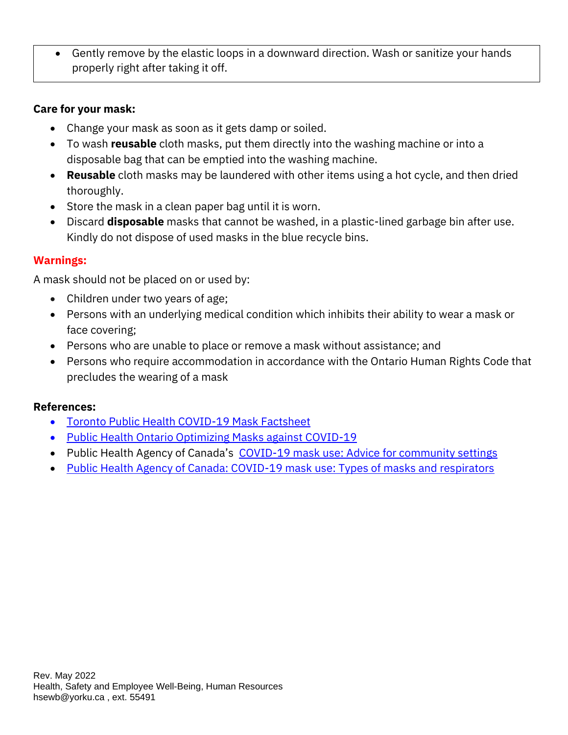- Gently remove by the elastic loops in a downward direction. Wash or sanitize your hands properly right after taking it off.

**Care for your mask:**

- Change your mask as soon as it gets damp or soiled.
- To wash **reusable** cloth masks, put them directly into the washing machine or into a disposable bag that can be emptied into the washing machine.
- **Reusable** cloth masks may be laundered with other items using a hot cycle, and then dried thoroughly.
- Store the mask in a clean paper bag until it is worn.
- Discard **disposable** masks that cannot be washed, in a plastic-lined garbage bin after use. Kindly do not dispose of used masks in the blue recycle bins.

**Warnings:**

A mask should not be placed on or used by:

- Children under two years of age;
- Persons with an underlying medical condition which inhibits their ability to wear a mask or face covering;
- Persons who are unable to place or remove a mask without assistance; and
- Persons who require accommodation in accordance with the Ontario Human Rights Code that precludes the wearing of a mask

**References:**

- Toronto Public Health COVID-19 Mask Factsheet
- Public Health Ontario Optimizing Masks against COVID-19
- Public Health Agency of Canada's COVID-19 mask use: Advice for community settings
- Public Health Agency of Canada: COVID-19 mask use: Types of masks and respirators

Rev. May 2022
Health, Safety and Employee Well-Being, Human Resources
hsewb@yorku.ca , ext. 55491